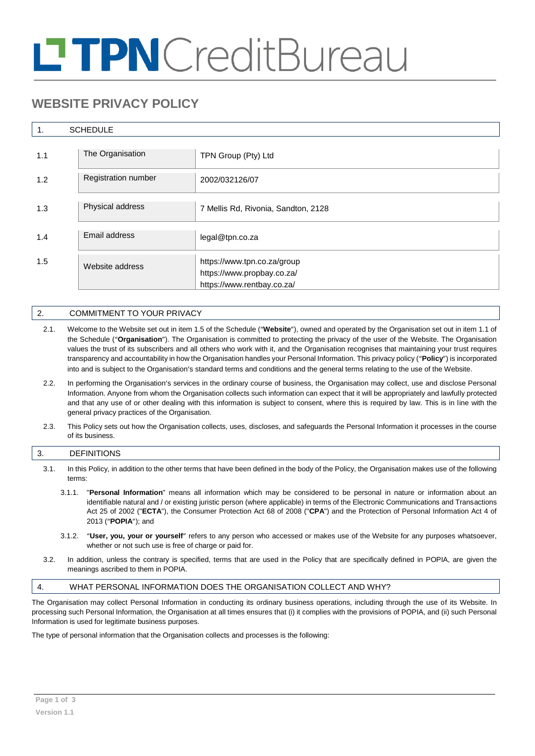# TPN CreditBureau

## WEBSITE PRIVACY POLICY

## 1. SCHEDULE

| | | |
|---|---|---|
| 1.1 | The Organisation | TPN Group (Pty) Ltd |
| 1.2 | Registration number | 2002/032126/07 |
| 1.3 | Physical address | 7 Mellis Rd, Rivonia, Sandton, 2128 |
| 1.4 | Email address | legal@tpn.co.za |
| 1.5 | Website address | https://www.tpn.co.za/group<br>https://www.propbay.co.za/<br>https://www.rentbay.co.za/ |

## 2. COMMITMENT TO YOUR PRIVACY

2.1. Welcome to the Website set out in item 1.5 of the Schedule ("**Website**"), owned and operated by the Organisation set out in item 1.1 of the Schedule ("**Organisation**"). The Organisation is committed to protecting the privacy of the user of the Website. The Organisation values the trust of its subscribers and all others who work with it, and the Organisation recognises that maintaining your trust requires transparency and accountability in how the Organisation handles your Personal Information. This privacy policy ("**Policy**") is incorporated into and is subject to the Organisation's standard terms and conditions and the general terms relating to the use of the Website.

2.2. In performing the Organisation's services in the ordinary course of business, the Organisation may collect, use and disclose Personal Information. Anyone from whom the Organisation collects such information can expect that it will be appropriately and lawfully protected and that any use of or other dealing with this information is subject to consent, where this is required by law. This is in line with the general privacy practices of the Organisation.

2.3. This Policy sets out how the Organisation collects, uses, discloses, and safeguards the Personal Information it processes in the course of its business.

## 3. DEFINITIONS

3.1. In this Policy, in addition to the other terms that have been defined in the body of the Policy, the Organisation makes use of the following terms:

3.1.1. "**Personal Information**" means all information which may be considered to be personal in nature or information about an identifiable natural and / or existing juristic person (where applicable) in terms of the Electronic Communications and Transactions Act 25 of 2002 ("**ECTA**"), the Consumer Protection Act 68 of 2008 ("**CPA**") and the Protection of Personal Information Act 4 of 2013 ("**POPIA**"); and

3.1.2. "**User, you, your or yourself**" refers to any person who accessed or makes use of the Website for any purposes whatsoever, whether or not such use is free of charge or paid for.

3.2. In addition, unless the contrary is specified, terms that are used in the Policy that are specifically defined in POPIA, are given the meanings ascribed to them in POPIA.

## 4. WHAT PERSONAL INFORMATION DOES THE ORGANISATION COLLECT AND WHY?

The Organisation may collect Personal Information in conducting its ordinary business operations, including through the use of its Website. In processing such Personal Information, the Organisation at all times ensures that (i) it complies with the provisions of POPIA, and (ii) such Personal Information is used for legitimate business purposes.

The type of personal information that the Organisation collects and processes is the following:

Version 1.1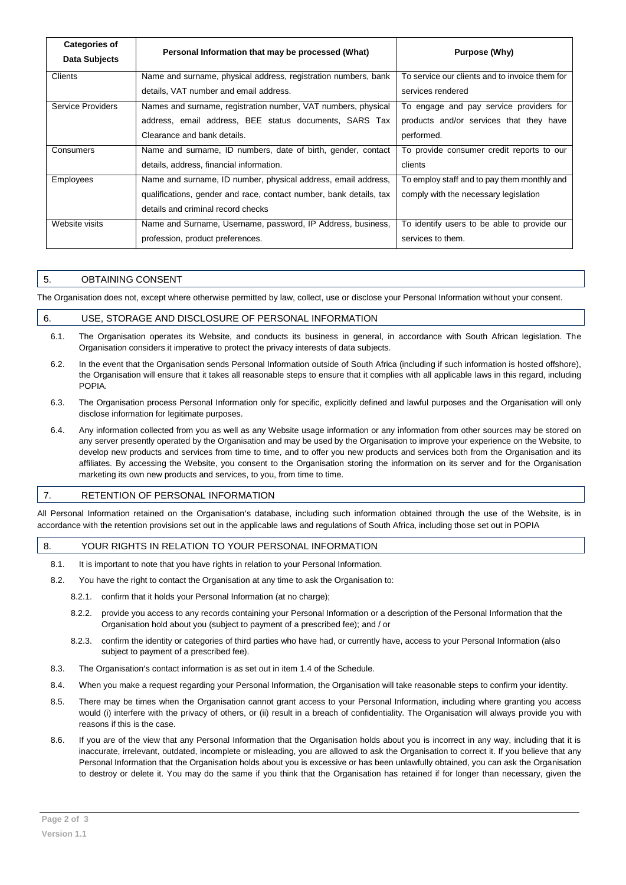| Categories of Data Subjects | Personal Information that may be processed (What) | Purpose (Why) |
|---|---|---|
| Clients | Name and surname, physical address, registration numbers, bank details, VAT number and email address. | To service our clients and to invoice them for services rendered |
| Service Providers | Names and surname, registration number, VAT numbers, physical address, email address, BEE status documents, SARS Tax Clearance and bank details. | To engage and pay service providers for products and/or services that they have performed. |
| Consumers | Name and surname, ID numbers, date of birth, gender, contact details, address, financial information. | To provide consumer credit reports to our clients |
| Employees | Name and surname, ID number, physical address, email address, qualifications, gender and race, contact number, bank details, tax details and criminal record checks | To employ staff and to pay them monthly and comply with the necessary legislation |
| Website visits | Name and Surname, Username, password, IP Address, business, profession, product preferences. | To identify users to be able to provide our services to them. |

## 5. OBTAINING CONSENT

The Organisation does not, except where otherwise permitted by law, collect, use or disclose your Personal Information without your consent.

## 6. USE, STORAGE AND DISCLOSURE OF PERSONAL INFORMATION

6.1. The Organisation operates its Website, and conducts its business in general, in accordance with South African legislation. The Organisation considers it imperative to protect the privacy interests of data subjects.

6.2. In the event that the Organisation sends Personal Information outside of South Africa (including if such information is hosted offshore), the Organisation will ensure that it takes all reasonable steps to ensure that it complies with all applicable laws in this regard, including POPIA.

6.3. The Organisation process Personal Information only for specific, explicitly defined and lawful purposes and the Organisation will only disclose information for legitimate purposes.

6.4. Any information collected from you as well as any Website usage information or any information from other sources may be stored on any server presently operated by the Organisation and may be used by the Organisation to improve your experience on the Website, to develop new products and services from time to time, and to offer you new products and services both from the Organisation and its affiliates. By accessing the Website, you consent to the Organisation storing the information on its server and for the Organisation marketing its own new products and services, to you, from time to time.

## 7. RETENTION OF PERSONAL INFORMATION

All Personal Information retained on the Organisation's database, including such information obtained through the use of the Website, is in accordance with the retention provisions set out in the applicable laws and regulations of South Africa, including those set out in POPIA

## 8. YOUR RIGHTS IN RELATION TO YOUR PERSONAL INFORMATION

8.1. It is important to note that you have rights in relation to your Personal Information.

8.2. You have the right to contact the Organisation at any time to ask the Organisation to:

8.2.1. confirm that it holds your Personal Information (at no charge);

8.2.2. provide you access to any records containing your Personal Information or a description of the Personal Information that the Organisation hold about you (subject to payment of a prescribed fee); and / or

8.2.3. confirm the identity or categories of third parties who have had, or currently have, access to your Personal Information (also subject to payment of a prescribed fee).

8.3. The Organisation's contact information is as set out in item 1.4 of the Schedule.

8.4. When you make a request regarding your Personal Information, the Organisation will take reasonable steps to confirm your identity.

8.5. There may be times when the Organisation cannot grant access to your Personal Information, including where granting you access would (i) interfere with the privacy of others, or (ii) result in a breach of confidentiality. The Organisation will always provide you with reasons if this is the case.

8.6. If you are of the view that any Personal Information that the Organisation holds about you is incorrect in any way, including that it is inaccurate, irrelevant, outdated, incomplete or misleading, you are allowed to ask the Organisation to correct it. If you believe that any Personal Information that the Organisation holds about you is excessive or has been unlawfully obtained, you can ask the Organisation to destroy or delete it. You may do the same if you think that the Organisation has retained if for longer than necessary, given the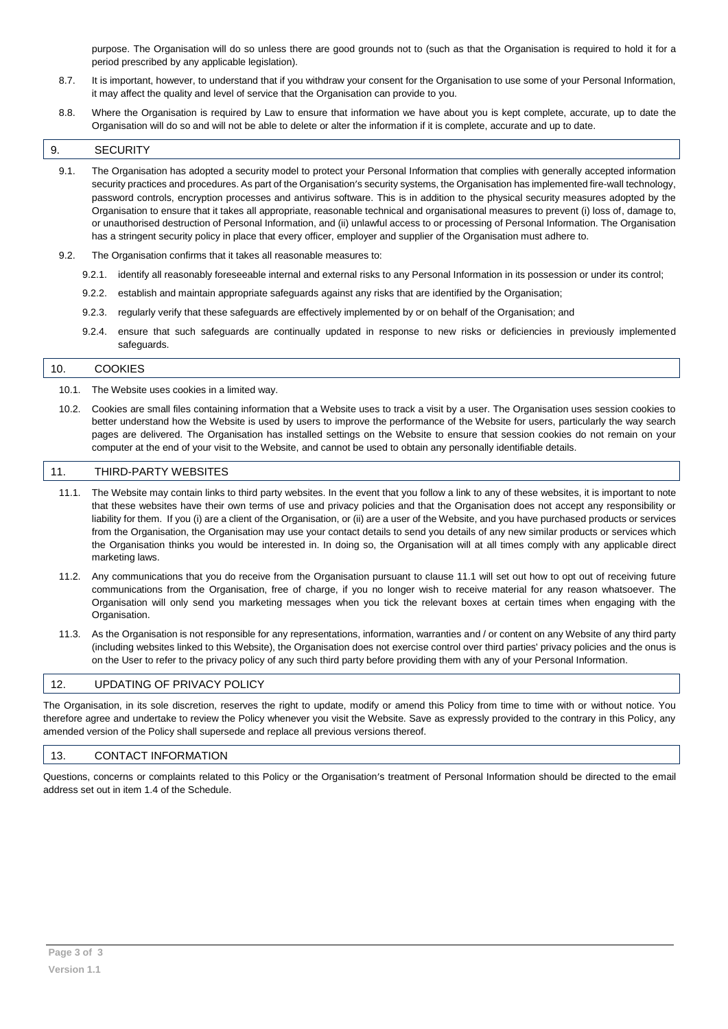purpose. The Organisation will do so unless there are good grounds not to (such as that the Organisation is required to hold it for a period prescribed by any applicable legislation).

8.7. It is important, however, to understand that if you withdraw your consent for the Organisation to use some of your Personal Information, it may affect the quality and level of service that the Organisation can provide to you.

8.8. Where the Organisation is required by Law to ensure that information we have about you is kept complete, accurate, up to date the Organisation will do so and will not be able to delete or alter the information if it is complete, accurate and up to date.

## 9. SECURITY

9.1. The Organisation has adopted a security model to protect your Personal Information that complies with generally accepted information security practices and procedures. As part of the Organisation's security systems, the Organisation has implemented fire-wall technology, password controls, encryption processes and antivirus software. This is in addition to the physical security measures adopted by the Organisation to ensure that it takes all appropriate, reasonable technical and organisational measures to prevent (i) loss of, damage to, or unauthorised destruction of Personal Information, and (ii) unlawful access to or processing of Personal Information. The Organisation has a stringent security policy in place that every officer, employer and supplier of the Organisation must adhere to.

9.2. The Organisation confirms that it takes all reasonable measures to:

9.2.1. identify all reasonably foreseeable internal and external risks to any Personal Information in its possession or under its control;

9.2.2. establish and maintain appropriate safeguards against any risks that are identified by the Organisation;

9.2.3. regularly verify that these safeguards are effectively implemented by or on behalf of the Organisation; and

9.2.4. ensure that such safeguards are continually updated in response to new risks or deficiencies in previously implemented safeguards.

## 10. COOKIES

10.1. The Website uses cookies in a limited way.

10.2. Cookies are small files containing information that a Website uses to track a visit by a user. The Organisation uses session cookies to better understand how the Website is used by users to improve the performance of the Website for users, particularly the way search pages are delivered. The Organisation has installed settings on the Website to ensure that session cookies do not remain on your computer at the end of your visit to the Website, and cannot be used to obtain any personally identifiable details.

## 11. THIRD-PARTY WEBSITES

11.1. The Website may contain links to third party websites. In the event that you follow a link to any of these websites, it is important to note that these websites have their own terms of use and privacy policies and that the Organisation does not accept any responsibility or liability for them. If you (i) are a client of the Organisation, or (ii) are a user of the Website, and you have purchased products or services from the Organisation, the Organisation may use your contact details to send you details of any new similar products or services which the Organisation thinks you would be interested in. In doing so, the Organisation will at all times comply with any applicable direct marketing laws.

11.2. Any communications that you do receive from the Organisation pursuant to clause 11.1 will set out how to opt out of receiving future communications from the Organisation, free of charge, if you no longer wish to receive material for any reason whatsoever. The Organisation will only send you marketing messages when you tick the relevant boxes at certain times when engaging with the Organisation.

11.3. As the Organisation is not responsible for any representations, information, warranties and / or content on any Website of any third party (including websites linked to this Website), the Organisation does not exercise control over third parties' privacy policies and the onus is on the User to refer to the privacy policy of any such third party before providing them with any of your Personal Information.

## 12. UPDATING OF PRIVACY POLICY

The Organisation, in its sole discretion, reserves the right to update, modify or amend this Policy from time to time with or without notice. You therefore agree and undertake to review the Policy whenever you visit the Website. Save as expressly provided to the contrary in this Policy, any amended version of the Policy shall supersede and replace all previous versions thereof.

## 13. CONTACT INFORMATION

Questions, concerns or complaints related to this Policy or the Organisation's treatment of Personal Information should be directed to the email address set out in item 1.4 of the Schedule.

Version 1.1